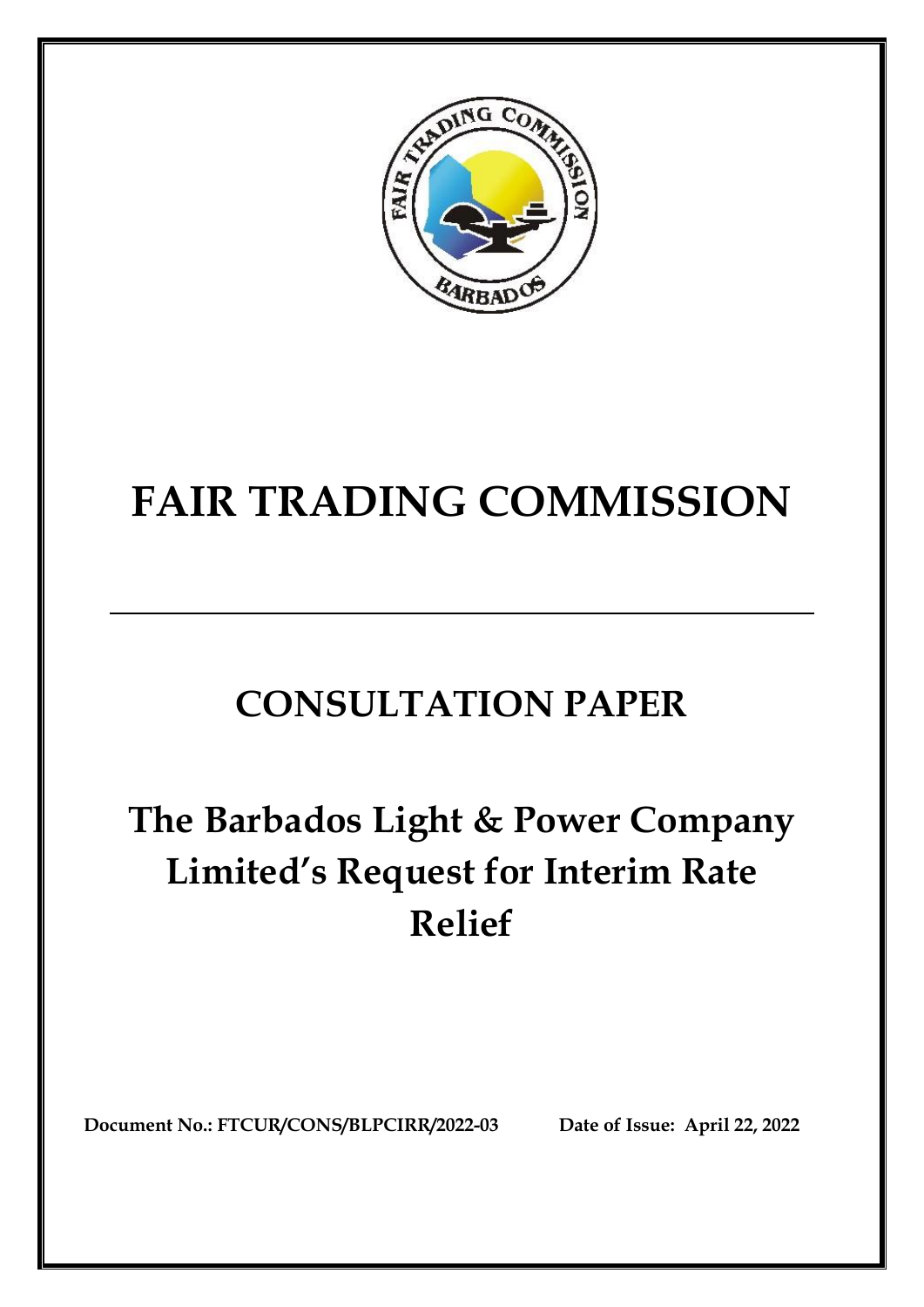# FAIR TRADING COMMISSION

## CONSULTATION PAPER

## The Barbados Light & Power Company Limited's Request for Interim Rate Relief

**Document No.: FTCUR/CONS/BLPCIRR/2022-03** **Date of Issue: April 22, 2022**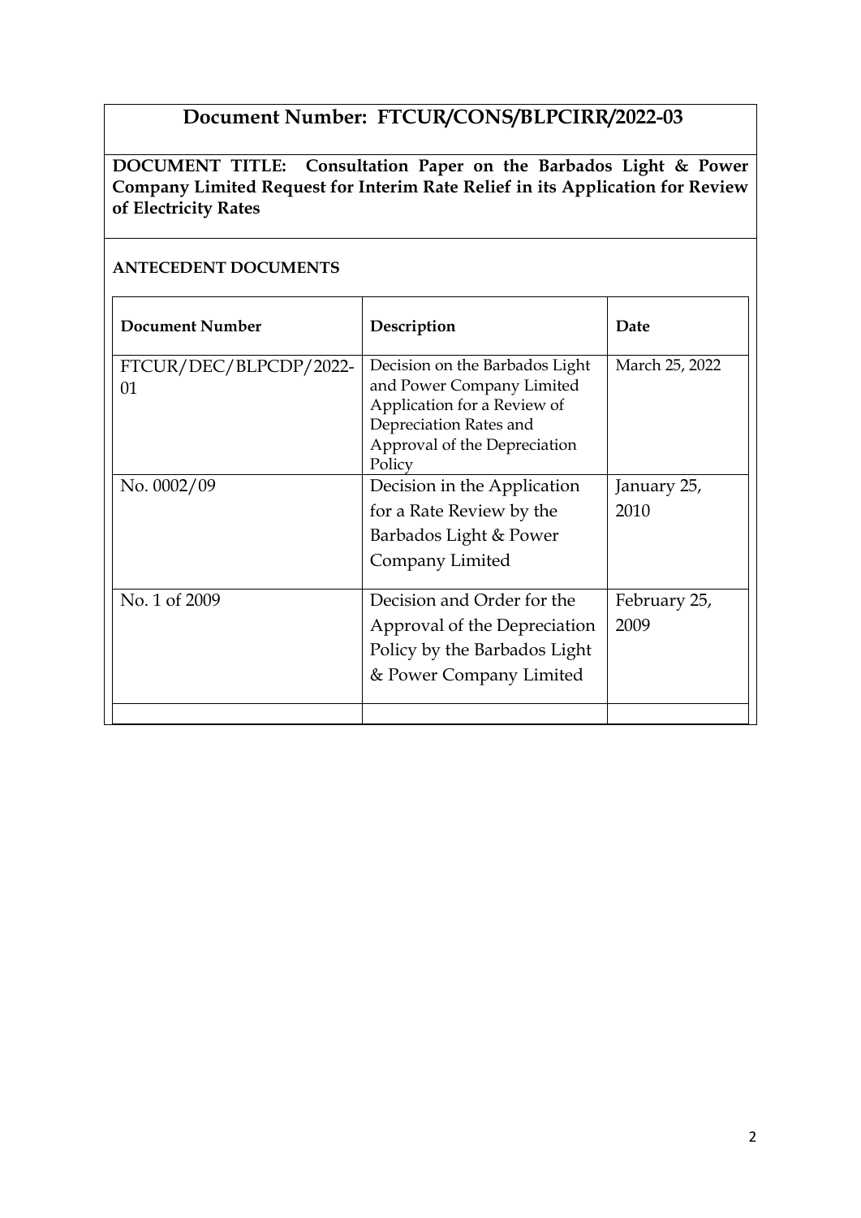# Document Number: FTCUR/CONS/BLPCIRR/2022-03

**DOCUMENT TITLE: Consultation Paper on the Barbados Light & Power Company Limited Request for Interim Rate Relief in its Application for Review of Electricity Rates**

**ANTECEDENT DOCUMENTS**

| **Document Number** | **Description** | **Date** |
|---|---|---|
| FTCUR/DEC/BLPCDP/2022-01 | Decision on the Barbados Light and Power Company Limited Application for a Review of Depreciation Rates and Approval of the Depreciation Policy | March 25, 2022 |
| No. 0002/09 | Decision in the Application for a Rate Review by the Barbados Light & Power Company Limited | January 25, 2010 |
| No. 1 of 2009 | Decision and Order for the Approval of the Depreciation Policy by the Barbados Light & Power Company Limited | February 25, 2009 |
| | | |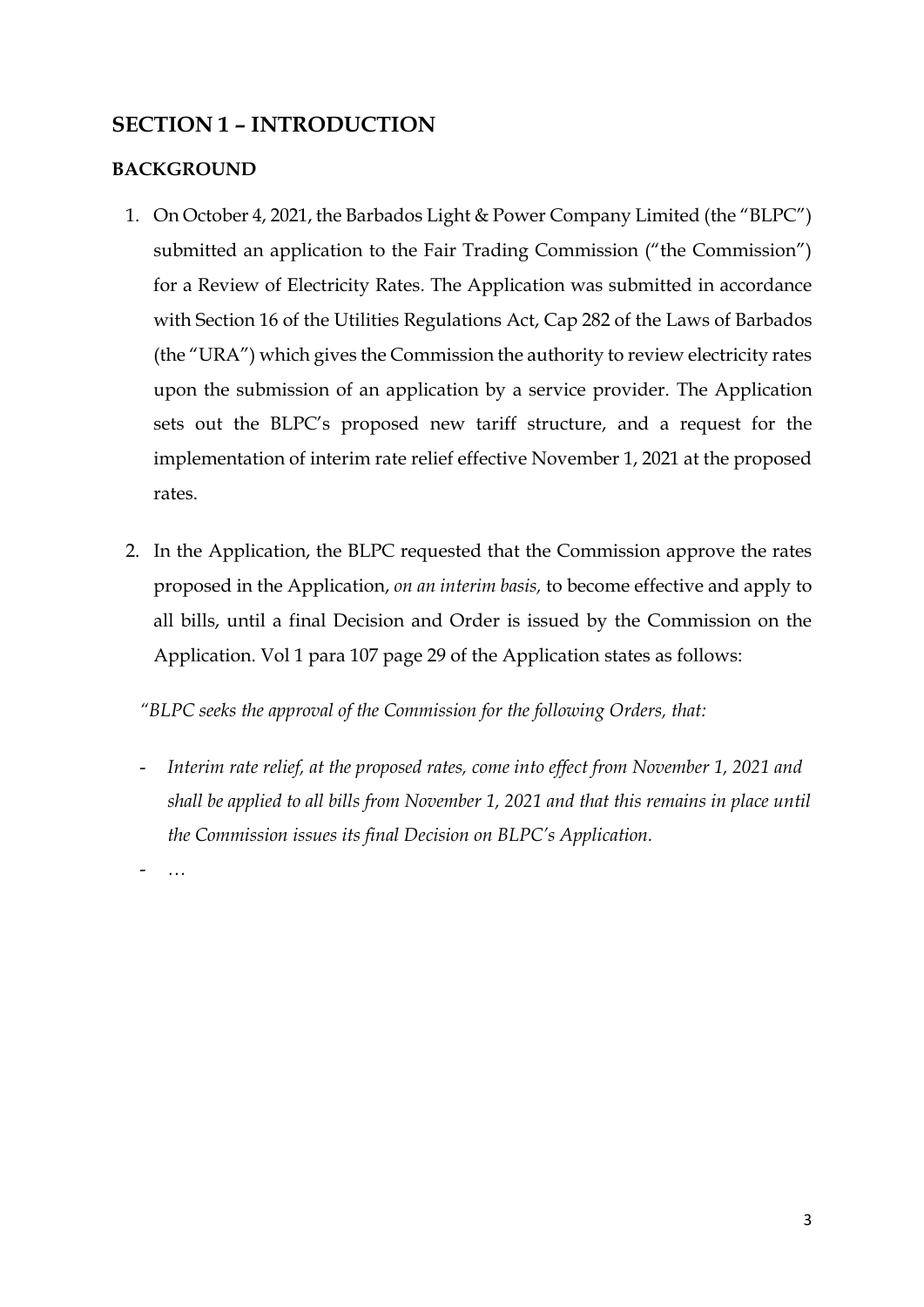## SECTION 1 – INTRODUCTION

### BACKGROUND

1. On October 4, 2021, the Barbados Light & Power Company Limited (the "BLPC") submitted an application to the Fair Trading Commission ("the Commission") for a Review of Electricity Rates. The Application was submitted in accordance with Section 16 of the Utilities Regulations Act, Cap 282 of the Laws of Barbados (the "URA") which gives the Commission the authority to review electricity rates upon the submission of an application by a service provider. The Application sets out the BLPC's proposed new tariff structure, and a request for the implementation of interim rate relief effective November 1, 2021 at the proposed rates.

2. In the Application, the BLPC requested that the Commission approve the rates proposed in the Application, *on an interim basis,* to become effective and apply to all bills, until a final Decision and Order is issued by the Commission on the Application. Vol 1 para 107 page 29 of the Application states as follows:

*"BLPC seeks the approval of the Commission for the following Orders, that:*

- *Interim rate relief, at the proposed rates, come into effect from November 1, 2021 and shall be applied to all bills from November 1, 2021 and that this remains in place until the Commission issues its final Decision on BLPC's Application.*
- *…*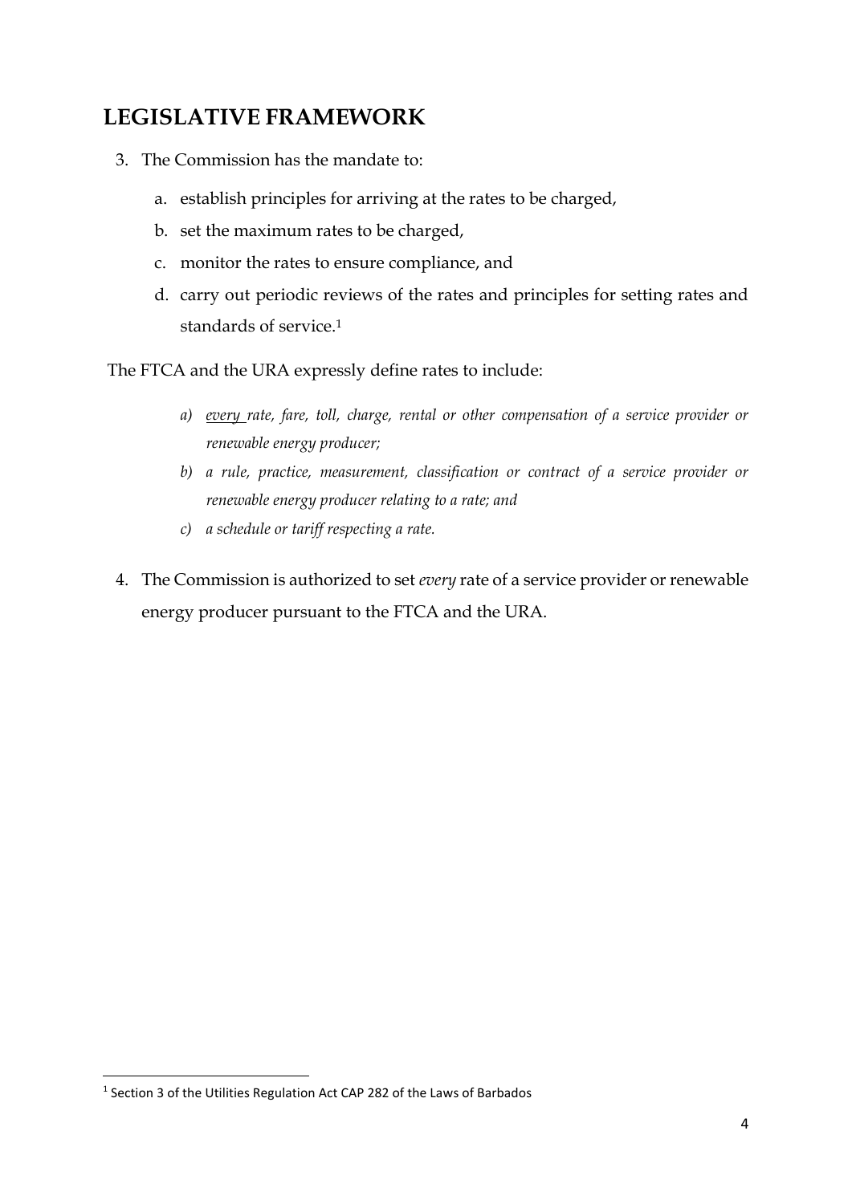## LEGISLATIVE FRAMEWORK

3. The Commission has the mandate to:

    a. establish principles for arriving at the rates to be charged,

    b. set the maximum rates to be charged,

    c. monitor the rates to ensure compliance, and

    d. carry out periodic reviews of the rates and principles for setting rates and standards of service.[1]

The FTCA and the URA expressly define rates to include:

> *a) <u>every</u> rate, fare, toll, charge, rental or other compensation of a service provider or renewable energy producer;*
>
> *b) a rule, practice, measurement, classification or contract of a service provider or renewable energy producer relating to a rate; and*
>
> *c) a schedule or tariff respecting a rate.*

4. The Commission is authorized to set *every* rate of a service provider or renewable energy producer pursuant to the FTCA and the URA.

---

[1] Section 3 of the Utilities Regulation Act CAP 282 of the Laws of Barbados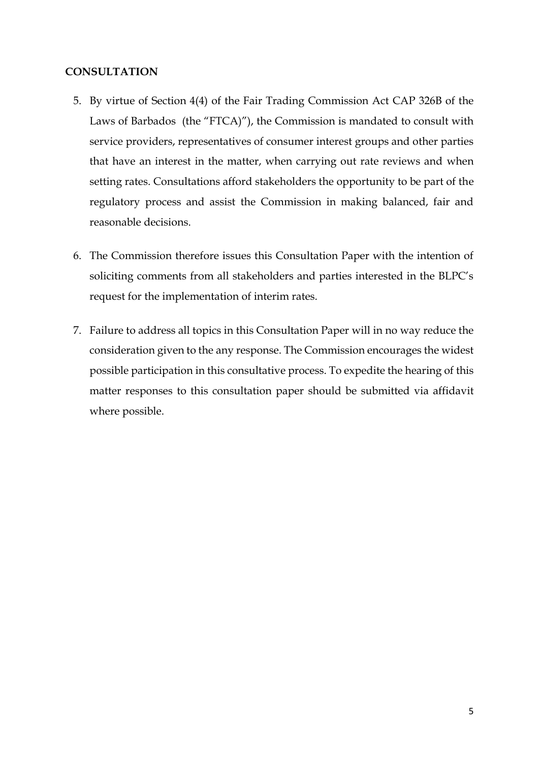**CONSULTATION**

5. By virtue of Section 4(4) of the Fair Trading Commission Act CAP 326B of the Laws of Barbados (the "FTCA)"), the Commission is mandated to consult with service providers, representatives of consumer interest groups and other parties that have an interest in the matter, when carrying out rate reviews and when setting rates. Consultations afford stakeholders the opportunity to be part of the regulatory process and assist the Commission in making balanced, fair and reasonable decisions.

6. The Commission therefore issues this Consultation Paper with the intention of soliciting comments from all stakeholders and parties interested in the BLPC's request for the implementation of interim rates.

7. Failure to address all topics in this Consultation Paper will in no way reduce the consideration given to the any response. The Commission encourages the widest possible participation in this consultative process. To expedite the hearing of this matter responses to this consultation paper should be submitted via affidavit where possible.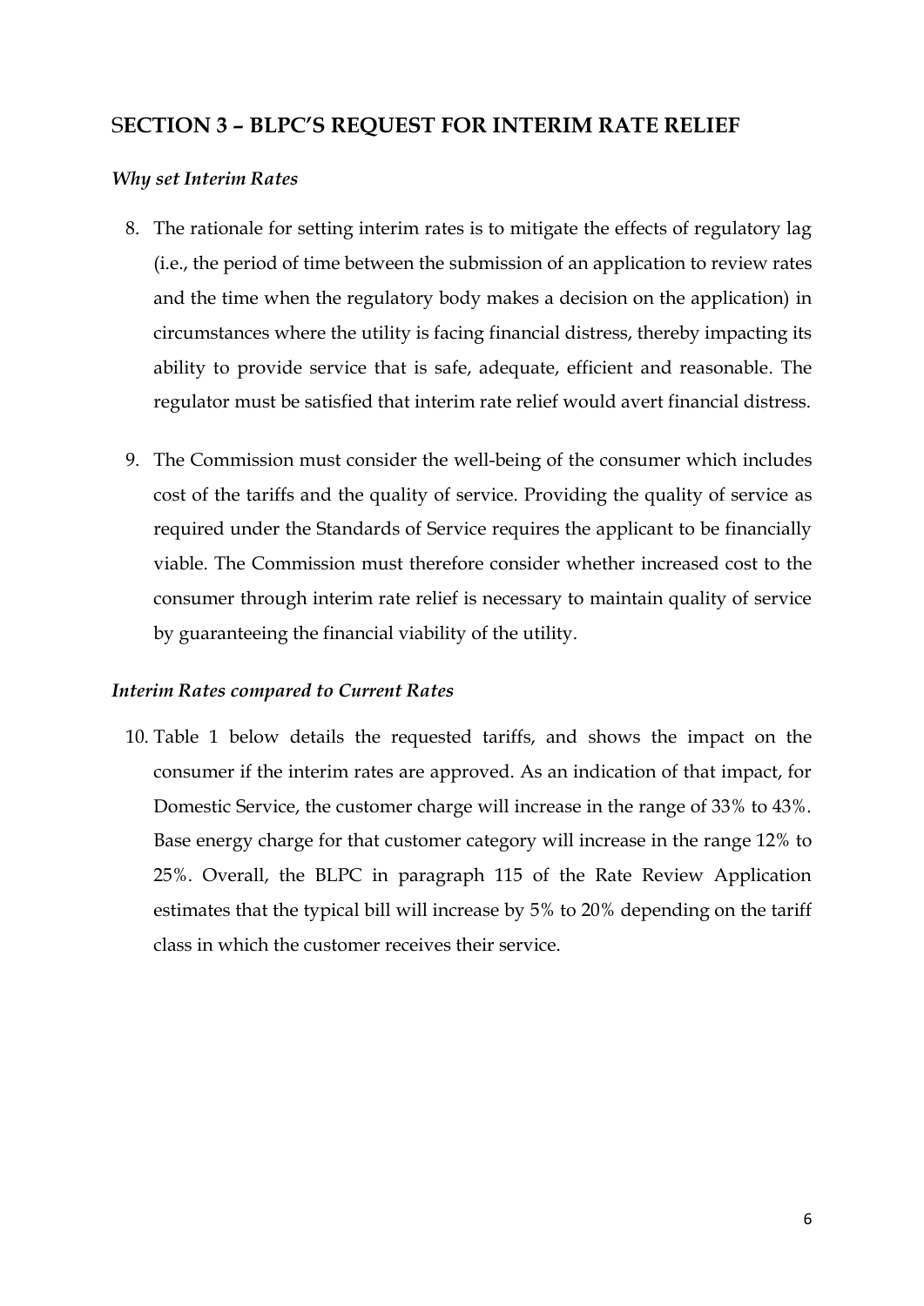## SECTION 3 – BLPC'S REQUEST FOR INTERIM RATE RELIEF

***Why set Interim Rates***

8. The rationale for setting interim rates is to mitigate the effects of regulatory lag (i.e., the period of time between the submission of an application to review rates and the time when the regulatory body makes a decision on the application) in circumstances where the utility is facing financial distress, thereby impacting its ability to provide service that is safe, adequate, efficient and reasonable. The regulator must be satisfied that interim rate relief would avert financial distress.

9. The Commission must consider the well-being of the consumer which includes cost of the tariffs and the quality of service. Providing the quality of service as required under the Standards of Service requires the applicant to be financially viable. The Commission must therefore consider whether increased cost to the consumer through interim rate relief is necessary to maintain quality of service by guaranteeing the financial viability of the utility.

***Interim Rates compared to Current Rates***

10. Table 1 below details the requested tariffs, and shows the impact on the consumer if the interim rates are approved. As an indication of that impact, for Domestic Service, the customer charge will increase in the range of 33% to 43%. Base energy charge for that customer category will increase in the range 12% to 25%. Overall, the BLPC in paragraph 115 of the Rate Review Application estimates that the typical bill will increase by 5% to 20% depending on the tariff class in which the customer receives their service.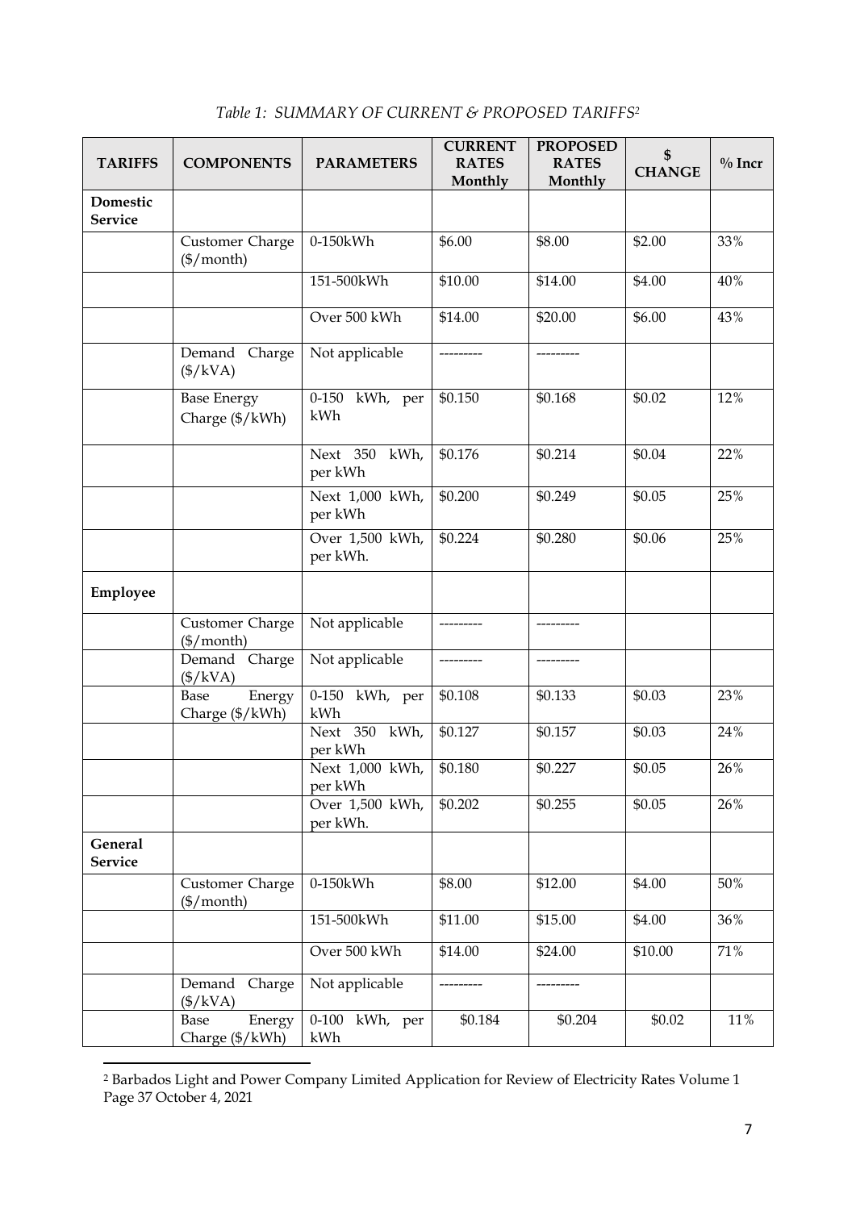*Table 1: SUMMARY OF CURRENT & PROPOSED TARIFFS*[2]

| TARIFFS | COMPONENTS | PARAMETERS | CURRENT RATES Monthly | PROPOSED RATES Monthly | $ CHANGE | % Incr |
|---|---|---|---|---|---|---|
| **Domestic Service** | | | | | | |
| | Customer Charge ($/month) | 0-150kWh | $6.00 | $8.00 | $2.00 | 33% |
| | | 151-500kWh | $10.00 | $14.00 | $4.00 | 40% |
| | | Over 500 kWh | $14.00 | $20.00 | $6.00 | 43% |
| | Demand Charge ($/kVA) | Not applicable | --------- | --------- | | |
| | Base Energy Charge ($/kWh) | 0-150 kWh, per kWh | $0.150 | $0.168 | $0.02 | 12% |
| | | Next 350 kWh, per kWh | $0.176 | $0.214 | $0.04 | 22% |
| | | Next 1,000 kWh, per kWh | $0.200 | $0.249 | $0.05 | 25% |
| | | Over 1,500 kWh, per kWh. | $0.224 | $0.280 | $0.06 | 25% |
| **Employee** | | | | | | |
| | Customer Charge ($/month) | Not applicable | --------- | --------- | | |
| | Demand Charge ($/kVA) | Not applicable | --------- | --------- | | |
| | Base Energy Charge ($/kWh) | 0-150 kWh, per kWh | $0.108 | $0.133 | $0.03 | 23% |
| | | Next 350 kWh, per kWh | $0.127 | $0.157 | $0.03 | 24% |
| | | Next 1,000 kWh, per kWh | $0.180 | $0.227 | $0.05 | 26% |
| | | Over 1,500 kWh, per kWh. | $0.202 | $0.255 | $0.05 | 26% |
| **General Service** | | | | | | |
| | Customer Charge ($/month) | 0-150kWh | $8.00 | $12.00 | $4.00 | 50% |
| | | 151-500kWh | $11.00 | $15.00 | $4.00 | 36% |
| | | Over 500 kWh | $14.00 | $24.00 | $10.00 | 71% |
| | Demand Charge ($/kVA) | Not applicable | --------- | --------- | | |
| | Base Energy Charge ($/kWh) | 0-100 kWh, per kWh | $0.184 | $0.204 | $0.02 | 11% |

[2] Barbados Light and Power Company Limited Application for Review of Electricity Rates Volume 1 Page 37 October 4, 2021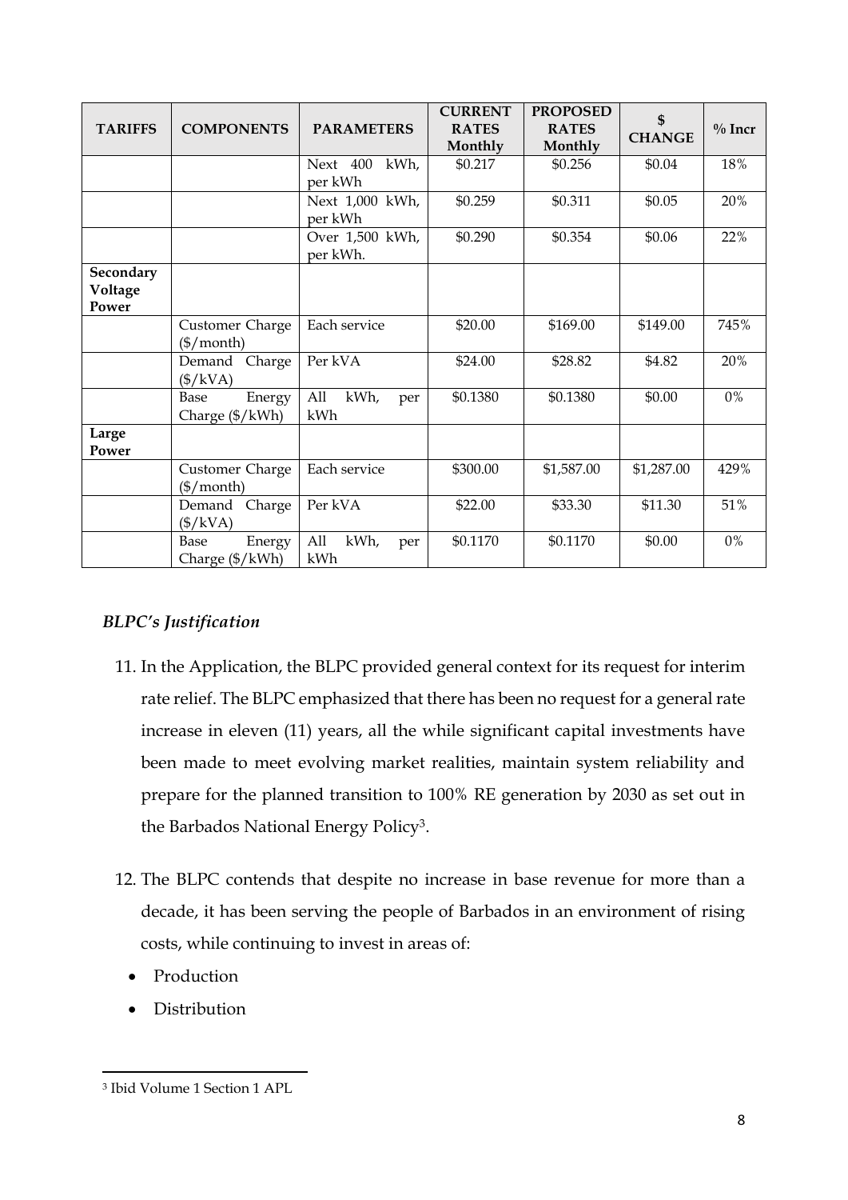| TARIFFS | COMPONENTS | PARAMETERS | CURRENT RATES Monthly | PROPOSED RATES Monthly | $ CHANGE | % Incr |
|---|---|---|---|---|---|---|
| | | Next 400 kWh, per kWh | $0.217 | $0.256 | $0.04 | 18% |
| | | Next 1,000 kWh, per kWh | $0.259 | $0.311 | $0.05 | 20% |
| | | Over 1,500 kWh, per kWh. | $0.290 | $0.354 | $0.06 | 22% |
| **Secondary Voltage Power** | | | | | | |
| | Customer Charge ($/month) | Each service | $20.00 | $169.00 | $149.00 | 745% |
| | Demand Charge ($/kVA) | Per kVA | $24.00 | $28.82 | $4.82 | 20% |
| | Base Energy Charge ($/kWh) | All kWh, per kWh | $0.1380 | $0.1380 | $0.00 | 0% |
| **Large Power** | | | | | | |
| | Customer Charge ($/month) | Each service | $300.00 | $1,587.00 | $1,287.00 | 429% |
| | Demand Charge ($/kVA) | Per kVA | $22.00 | $33.30 | $11.30 | 51% |
| | Base Energy Charge ($/kWh) | All kWh, per kWh | $0.1170 | $0.1170 | $0.00 | 0% |

### *BLPC's Justification*

11. In the Application, the BLPC provided general context for its request for interim rate relief. The BLPC emphasized that there has been no request for a general rate increase in eleven (11) years, all the while significant capital investments have been made to meet evolving market realities, maintain system reliability and prepare for the planned transition to 100% RE generation by 2030 as set out in the Barbados National Energy Policy[3].

12. The BLPC contends that despite no increase in base revenue for more than a decade, it has been serving the people of Barbados in an environment of rising costs, while continuing to invest in areas of:

- Production
- Distribution

[3] Ibid Volume 1 Section 1 APL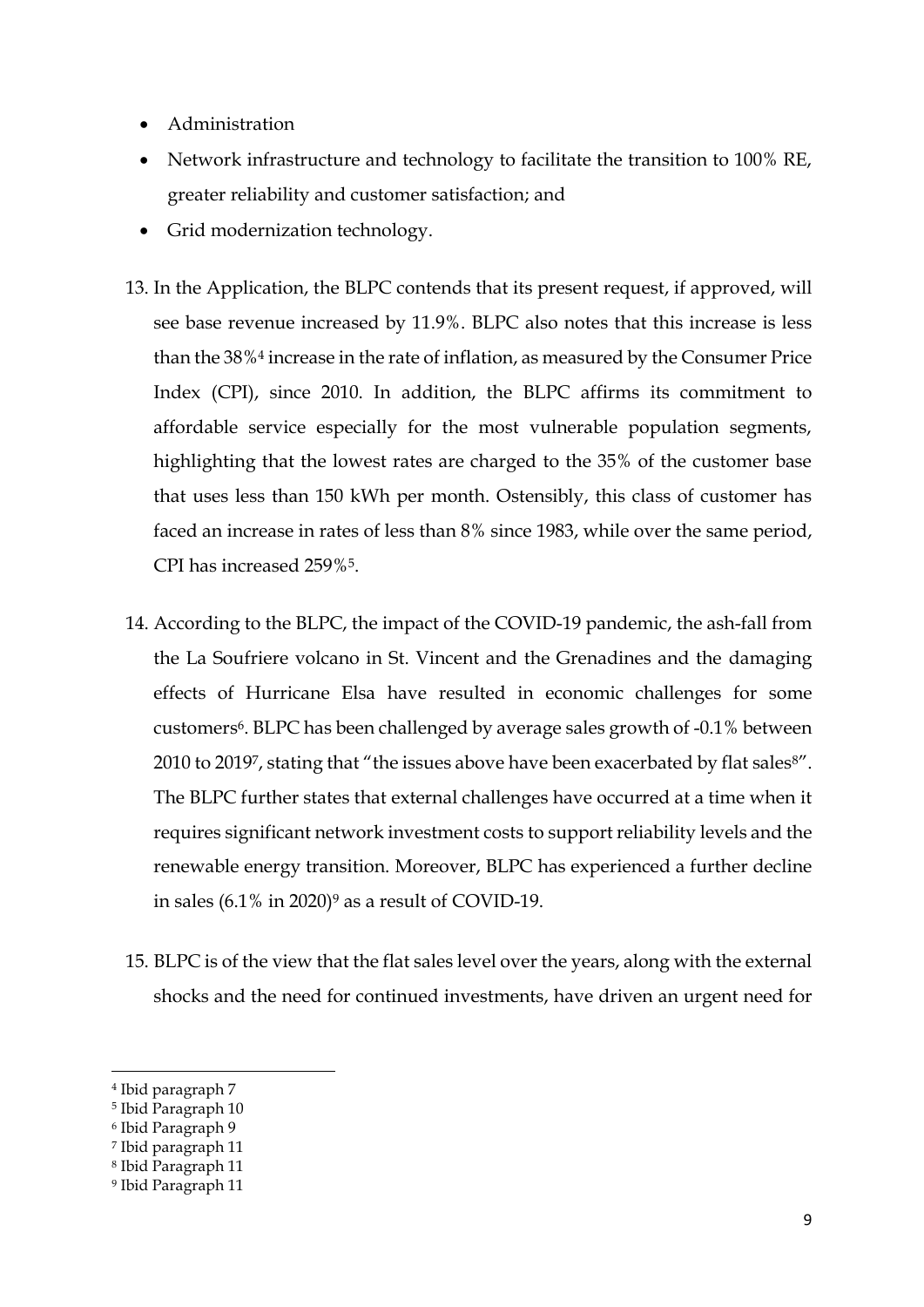- Administration
- Network infrastructure and technology to facilitate the transition to 100% RE, greater reliability and customer satisfaction; and
- Grid modernization technology.

13. In the Application, the BLPC contends that its present request, if approved, will see base revenue increased by 11.9%. BLPC also notes that this increase is less than the 38%[4] increase in the rate of inflation, as measured by the Consumer Price Index (CPI), since 2010. In addition, the BLPC affirms its commitment to affordable service especially for the most vulnerable population segments, highlighting that the lowest rates are charged to the 35% of the customer base that uses less than 150 kWh per month. Ostensibly, this class of customer has faced an increase in rates of less than 8% since 1983, while over the same period, CPI has increased 259%[5].

14. According to the BLPC, the impact of the COVID-19 pandemic, the ash-fall from the La Soufriere volcano in St. Vincent and the Grenadines and the damaging effects of Hurricane Elsa have resulted in economic challenges for some customers[6]. BLPC has been challenged by average sales growth of -0.1% between 2010 to 2019[7], stating that "the issues above have been exacerbated by flat sales[8]". The BLPC further states that external challenges have occurred at a time when it requires significant network investment costs to support reliability levels and the renewable energy transition. Moreover, BLPC has experienced a further decline in sales (6.1% in 2020)[9] as a result of COVID-19.

15. BLPC is of the view that the flat sales level over the years, along with the external shocks and the need for continued investments, have driven an urgent need for

---

[4] Ibid paragraph 7
[5] Ibid Paragraph 10
[6] Ibid Paragraph 9
[7] Ibid paragraph 11
[8] Ibid Paragraph 11
[9] Ibid Paragraph 11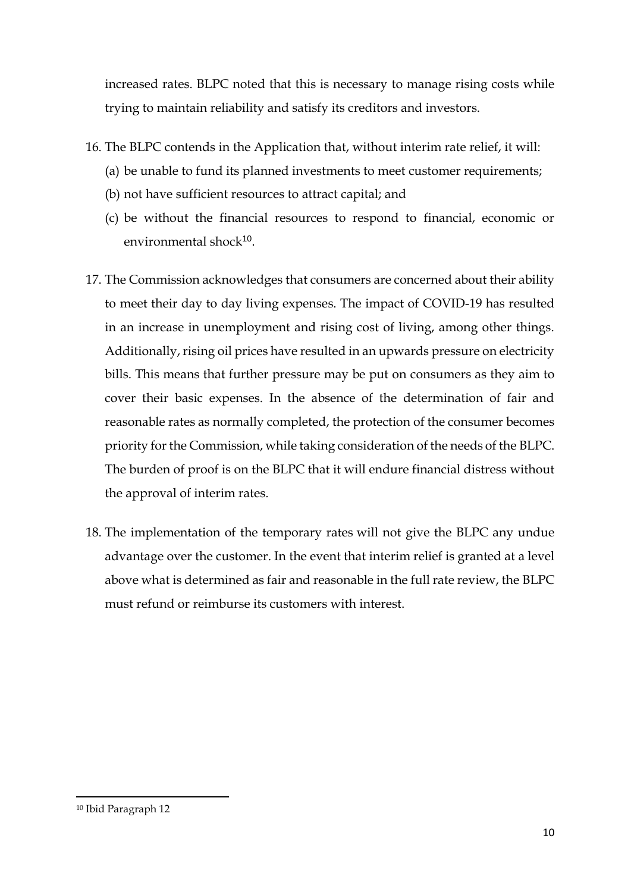increased rates. BLPC noted that this is necessary to manage rising costs while trying to maintain reliability and satisfy its creditors and investors.

16. The BLPC contends in the Application that, without interim rate relief, it will:
    (a) be unable to fund its planned investments to meet customer requirements;
    (b) not have sufficient resources to attract capital; and
    (c) be without the financial resources to respond to financial, economic or environmental shock[10].

17. The Commission acknowledges that consumers are concerned about their ability to meet their day to day living expenses. The impact of COVID-19 has resulted in an increase in unemployment and rising cost of living, among other things. Additionally, rising oil prices have resulted in an upwards pressure on electricity bills. This means that further pressure may be put on consumers as they aim to cover their basic expenses. In the absence of the determination of fair and reasonable rates as normally completed, the protection of the consumer becomes priority for the Commission, while taking consideration of the needs of the BLPC. The burden of proof is on the BLPC that it will endure financial distress without the approval of interim rates.

18. The implementation of the temporary rates will not give the BLPC any undue advantage over the customer. In the event that interim relief is granted at a level above what is determined as fair and reasonable in the full rate review, the BLPC must refund or reimburse its customers with interest.

---

[10] Ibid Paragraph 12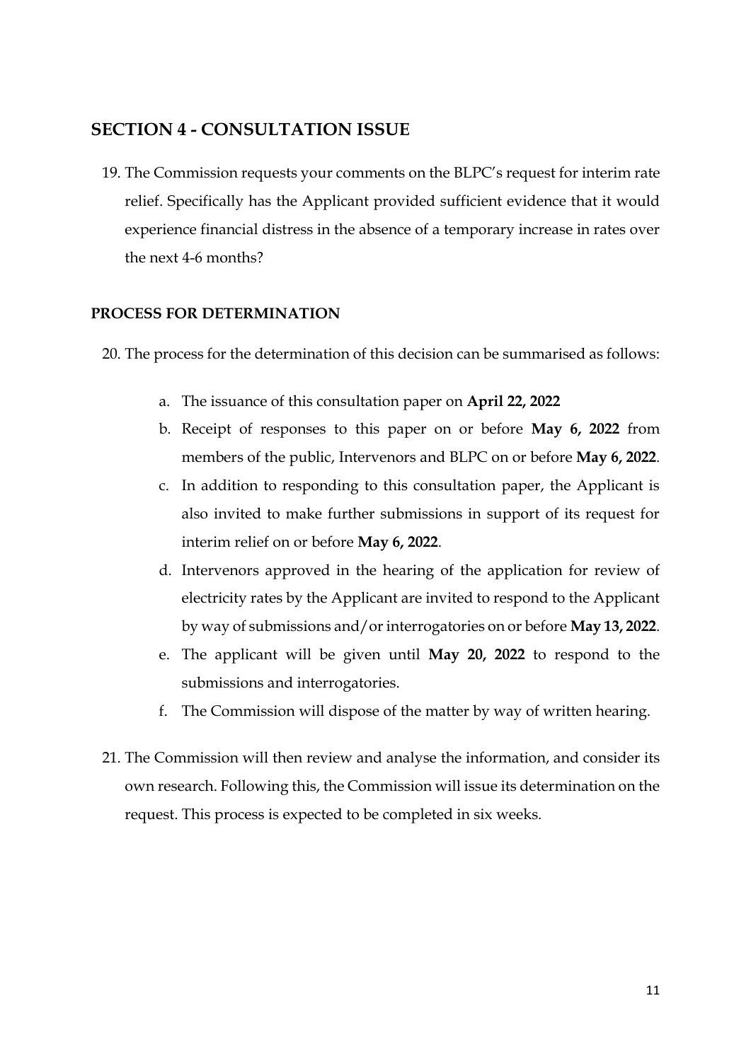## SECTION 4 - CONSULTATION ISSUE

19. The Commission requests your comments on the BLPC's request for interim rate relief. Specifically has the Applicant provided sufficient evidence that it would experience financial distress in the absence of a temporary increase in rates over the next 4-6 months?

### PROCESS FOR DETERMINATION

20. The process for the determination of this decision can be summarised as follows:

    a. The issuance of this consultation paper on **April 22, 2022**

    b. Receipt of responses to this paper on or before **May 6, 2022** from members of the public, Intervenors and BLPC on or before **May 6, 2022**.

    c. In addition to responding to this consultation paper, the Applicant is also invited to make further submissions in support of its request for interim relief on or before **May 6, 2022**.

    d. Intervenors approved in the hearing of the application for review of electricity rates by the Applicant are invited to respond to the Applicant by way of submissions and/or interrogatories on or before **May 13, 2022**.

    e. The applicant will be given until **May 20, 2022** to respond to the submissions and interrogatories.

    f. The Commission will dispose of the matter by way of written hearing.

21. The Commission will then review and analyse the information, and consider its own research. Following this, the Commission will issue its determination on the request. This process is expected to be completed in six weeks.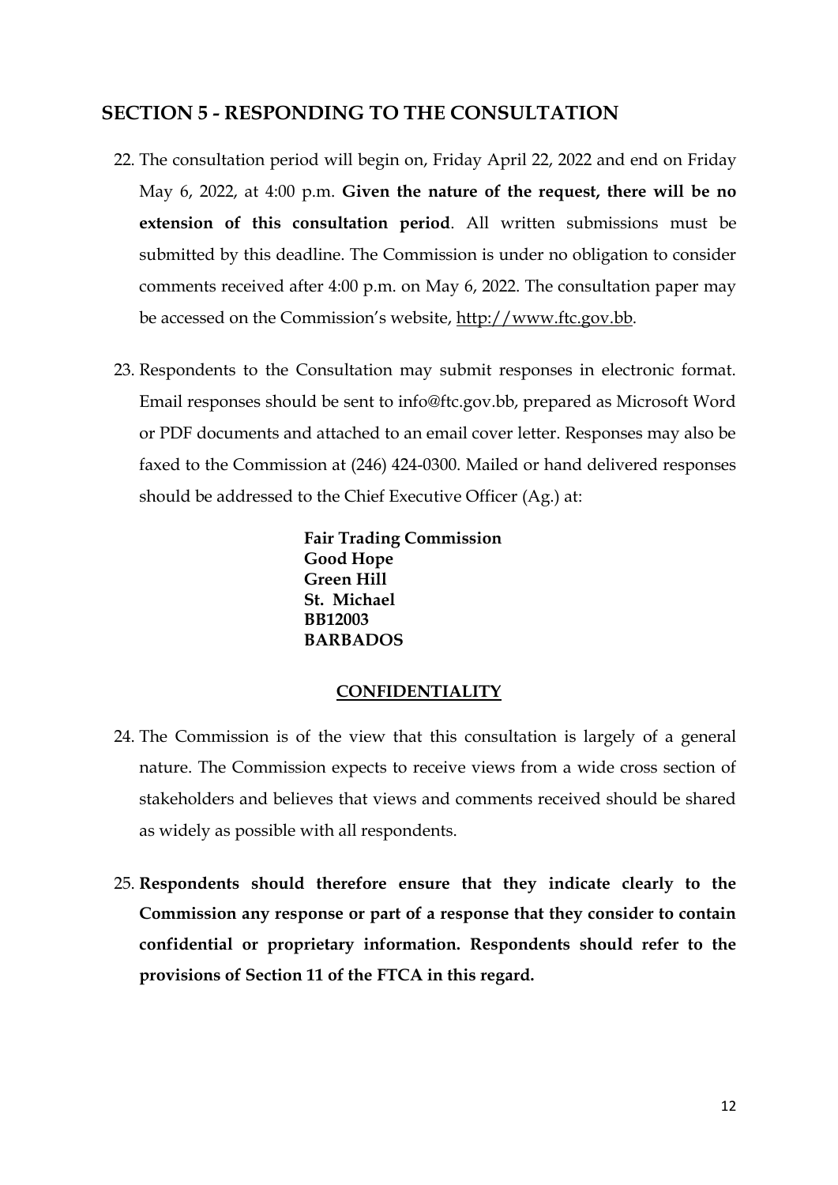## SECTION 5 - RESPONDING TO THE CONSULTATION

22. The consultation period will begin on, Friday April 22, 2022 and end on Friday May 6, 2022, at 4:00 p.m. **Given the nature of the request, there will be no extension of this consultation period**. All written submissions must be submitted by this deadline. The Commission is under no obligation to consider comments received after 4:00 p.m. on May 6, 2022. The consultation paper may be accessed on the Commission's website, http://www.ftc.gov.bb.

23. Respondents to the Consultation may submit responses in electronic format. Email responses should be sent to info@ftc.gov.bb, prepared as Microsoft Word or PDF documents and attached to an email cover letter. Responses may also be faxed to the Commission at (246) 424-0300. Mailed or hand delivered responses should be addressed to the Chief Executive Officer (Ag.) at:

**Fair Trading Commission**
**Good Hope**
**Green Hill**
**St. Michael**
**BB12003**
**BARBADOS**

**CONFIDENTIALITY**

24. The Commission is of the view that this consultation is largely of a general nature. The Commission expects to receive views from a wide cross section of stakeholders and believes that views and comments received should be shared as widely as possible with all respondents.

25. **Respondents should therefore ensure that they indicate clearly to the Commission any response or part of a response that they consider to contain confidential or proprietary information. Respondents should refer to the provisions of Section 11 of the FTCA in this regard.**